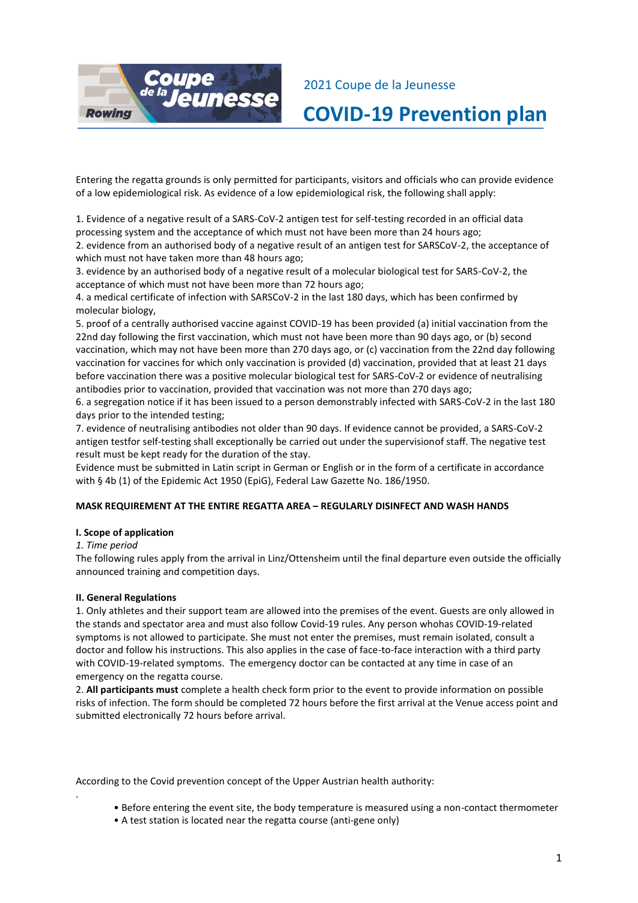2021 Coupe de la Jeunesse

# COVID-19 Prevention plan

Entering the regatta grounds is only permitted for participants, visitors and officials who can provide evidence of a low epidemiological risk. As evidence of a low epidemiological risk, the following shall apply:

1. Evidence of a negative result of a SARS-CoV-2 antigen test for self-testing recorded in an official data processing system and the acceptance of which must not have been more than 24 hours ago;
2. evidence from an authorised body of a negative result of an antigen test for SARSCoV-2, the acceptance of which must not have taken more than 48 hours ago;
3. evidence by an authorised body of a negative result of a molecular biological test for SARS-CoV-2, the acceptance of which must not have been more than 72 hours ago;
4. a medical certificate of infection with SARSCoV-2 in the last 180 days, which has been confirmed by molecular biology,
5. proof of a centrally authorised vaccine against COVID-19 has been provided (a) initial vaccination from the 22nd day following the first vaccination, which must not have been more than 90 days ago, or (b) second vaccination, which may not have been more than 270 days ago, or (c) vaccination from the 22nd day following vaccination for vaccines for which only vaccination is provided (d) vaccination, provided that at least 21 days before vaccination there was a positive molecular biological test for SARS-CoV-2 or evidence of neutralising antibodies prior to vaccination, provided that vaccination was not more than 270 days ago;
6. a segregation notice if it has been issued to a person demonstrably infected with SARS-CoV-2 in the last 180 days prior to the intended testing;
7. evidence of neutralising antibodies not older than 90 days. If evidence cannot be provided, a SARS-CoV-2 antigen testfor self-testing shall exceptionally be carried out under the supervisionof staff. The negative test result must be kept ready for the duration of the stay.

Evidence must be submitted in Latin script in German or English or in the form of a certificate in accordance with § 4b (1) of the Epidemic Act 1950 (EpiG), Federal Law Gazette No. 186/1950.

**MASK REQUIREMENT AT THE ENTIRE REGATTA AREA – REGULARLY DISINFECT AND WASH HANDS**

**I. Scope of application**

*1. Time period*

The following rules apply from the arrival in Linz/Ottensheim until the final departure even outside the officially announced training and competition days.

**II. General Regulations**

1. Only athletes and their support team are allowed into the premises of the event. Guests are only allowed in the stands and spectator area and must also follow Covid-19 rules. Any person whohas COVID-19-related symptoms is not allowed to participate. She must not enter the premises, must remain isolated, consult a doctor and follow his instructions. This also applies in the case of face-to-face interaction with a third party with COVID-19-related symptoms. The emergency doctor can be contacted at any time in case of an emergency on the regatta course.
2. **All participants must** complete a health check form prior to the event to provide information on possible risks of infection. The form should be completed 72 hours before the first arrival at the Venue access point and submitted electronically 72 hours before arrival.

According to the Covid prevention concept of the Upper Austrian health authority:

- Before entering the event site, the body temperature is measured using a non-contact thermometer
- A test station is located near the regatta course (anti-gene only)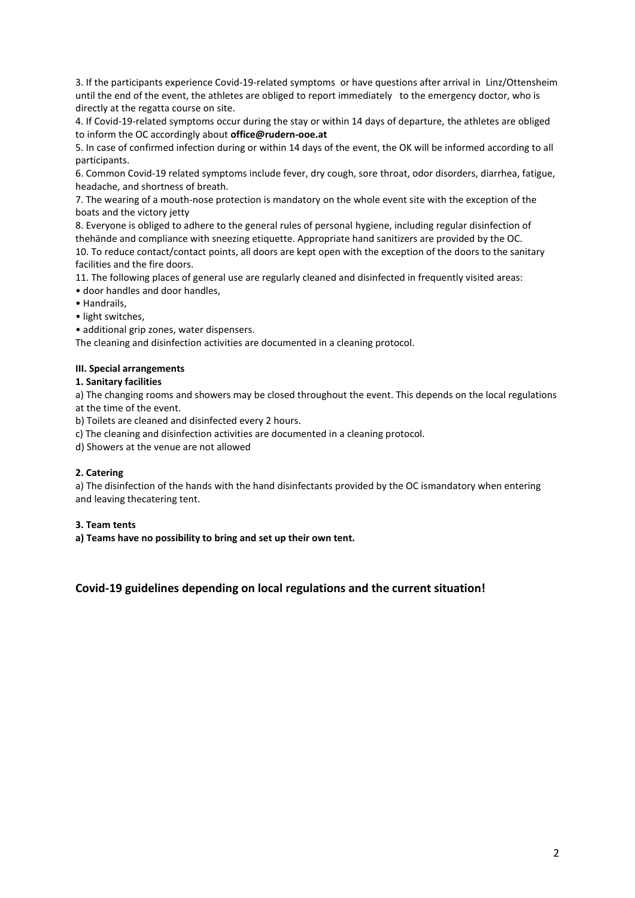3. If the participants experience Covid-19-related symptoms or have questions after arrival in Linz/Ottensheim until the end of the event, the athletes are obliged to report immediately to the emergency doctor, who is directly at the regatta course on site.

4. If Covid-19-related symptoms occur during the stay or within 14 days of departure, the athletes are obliged to inform the OC accordingly about **office@rudern-ooe.at**

5. In case of confirmed infection during or within 14 days of the event, the OK will be informed according to all participants.

6. Common Covid-19 related symptoms include fever, dry cough, sore throat, odor disorders, diarrhea, fatigue, headache, and shortness of breath.

7. The wearing of a mouth-nose protection is mandatory on the whole event site with the exception of the boats and the victory jetty

8. Everyone is obliged to adhere to the general rules of personal hygiene, including regular disinfection of thehände and compliance with sneezing etiquette. Appropriate hand sanitizers are provided by the OC.

10. To reduce contact/contact points, all doors are kept open with the exception of the doors to the sanitary facilities and the fire doors.

11. The following places of general use are regularly cleaned and disinfected in frequently visited areas:

- door handles and door handles,
- Handrails,
- light switches,
- additional grip zones, water dispensers.

The cleaning and disinfection activities are documented in a cleaning protocol.

**III. Special arrangements**

**1. Sanitary facilities**

a) The changing rooms and showers may be closed throughout the event. This depends on the local regulations at the time of the event.

b) Toilets are cleaned and disinfected every 2 hours.

c) The cleaning and disinfection activities are documented in a cleaning protocol.

d) Showers at the venue are not allowed

**2. Catering**

a) The disinfection of the hands with the hand disinfectants provided by the OC ismandatory when entering and leaving thecatering tent.

**3. Team tents**

**a) Teams have no possibility to bring and set up their own tent.**

## Covid-19 guidelines depending on local regulations and the current situation!